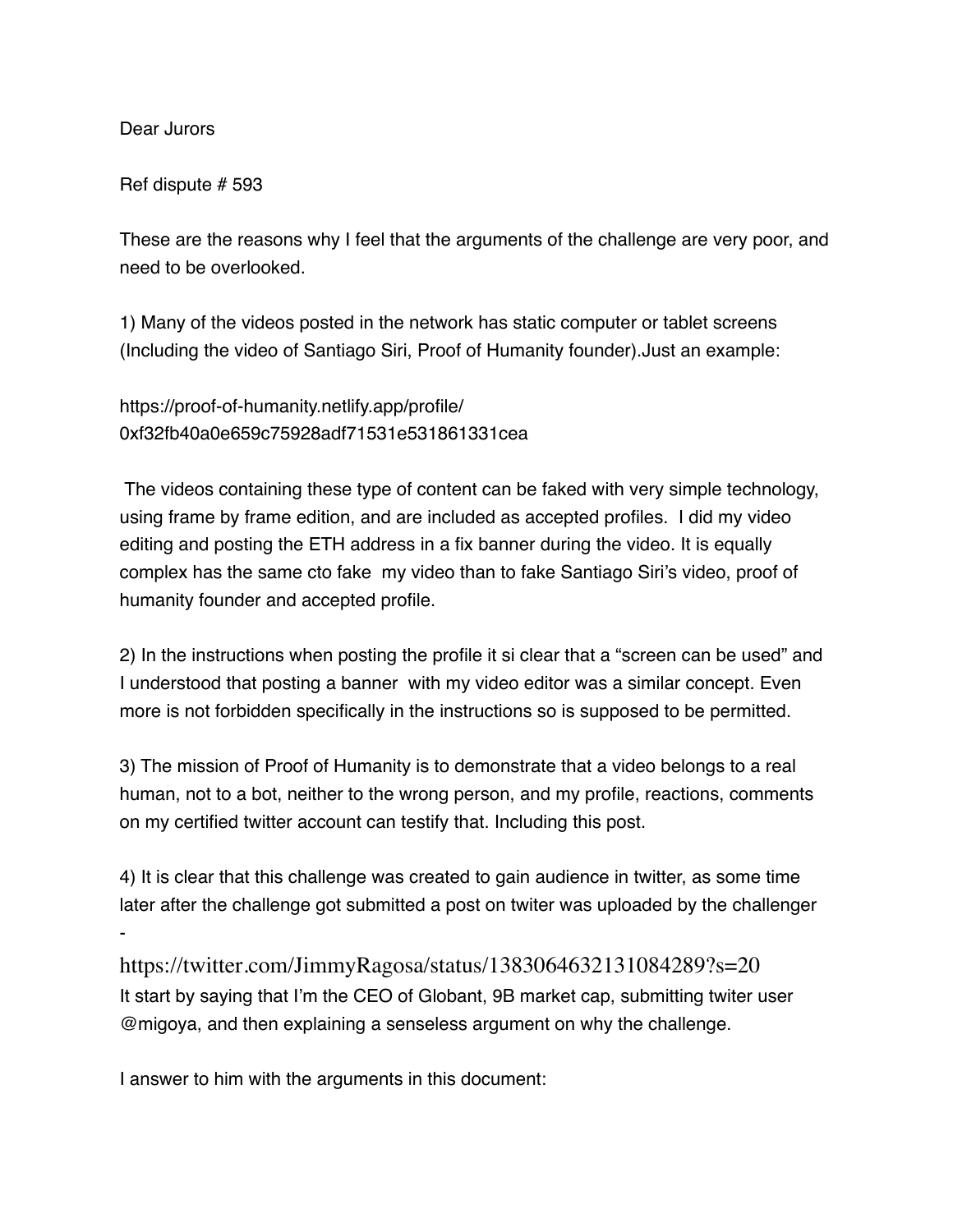Dear Jurors

Ref dispute # 593

These are the reasons why I feel that the arguments of the challenge are very poor, and need to be overlooked.

1) Many of the videos posted in the network has static computer or tablet screens (Including the video of Santiago Siri, Proof of Humanity founder).Just an example:

https://proof-of-humanity.netlify.app/profile/0xf32fb40a0e659c75928adf71531e531861331cea

The videos containing these type of content can be faked with very simple technology, using frame by frame edition, and are included as accepted profiles. I did my video editing and posting the ETH address in a fix banner during the video. It is equally complex has the same cto fake my video than to fake Santiago Siri's video, proof of humanity founder and accepted profile.

2) In the instructions when posting the profile it si clear that a "screen can be used" and I understood that posting a banner with my video editor was a similar concept. Even more is not forbidden specifically in the instructions so is supposed to be permitted.

3) The mission of Proof of Humanity is to demonstrate that a video belongs to a real human, not to a bot, neither to the wrong person, and my profile, reactions, comments on my certified twitter account can testify that. Including this post.

4) It is clear that this challenge was created to gain audience in twitter, as some time later after the challenge got submitted a post on twiter was uploaded by the challenger -

https://twitter.com/JimmyRagosa/status/1383064632131084289?s=20

It start by saying that I'm the CEO of Globant, 9B market cap, submitting twiter user @migoya, and then explaining a senseless argument on why the challenge.

I answer to him with the arguments in this document: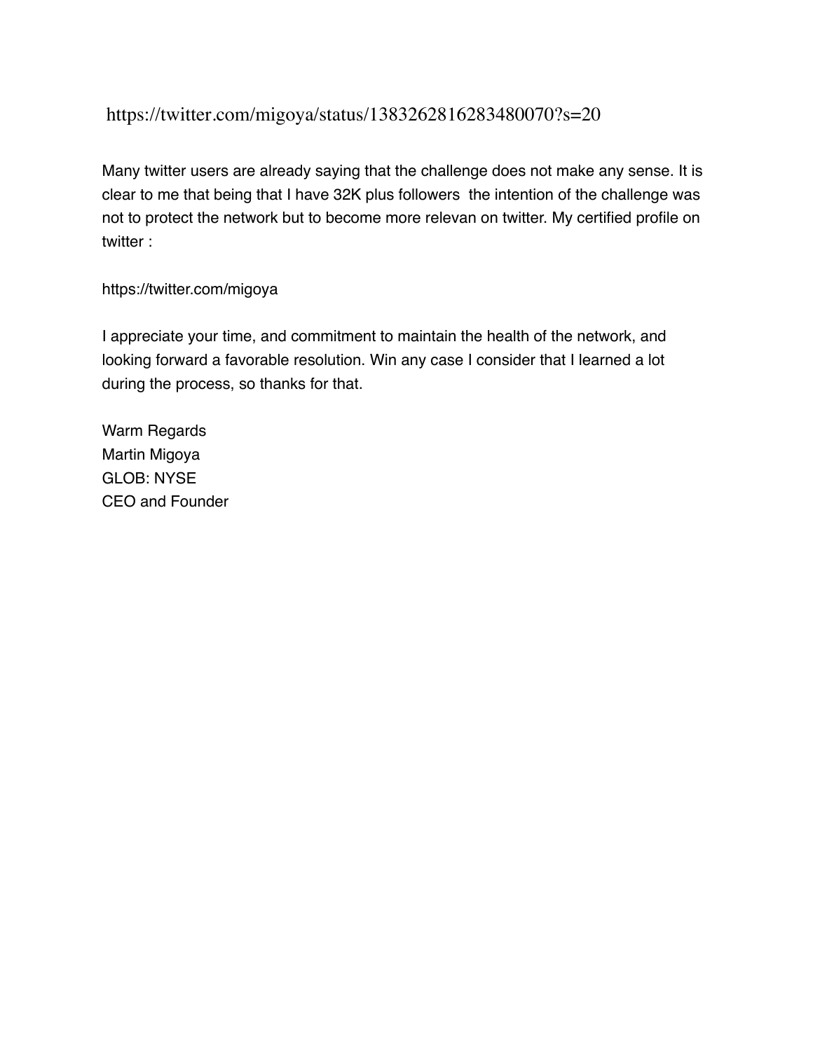https://twitter.com/migoya/status/1383262816283480070?s=20

Many twitter users are already saying that the challenge does not make any sense. It is clear to me that being that I have 32K plus followers  the intention of the challenge was not to protect the network but to become more relevan on twitter. My certified profile on twitter :

https://twitter.com/migoya

I appreciate your time, and commitment to maintain the health of the network, and looking forward a favorable resolution. Win any case I consider that I learned a lot during the process, so thanks for that.

Warm Regards
Martin Migoya
GLOB: NYSE
CEO and Founder